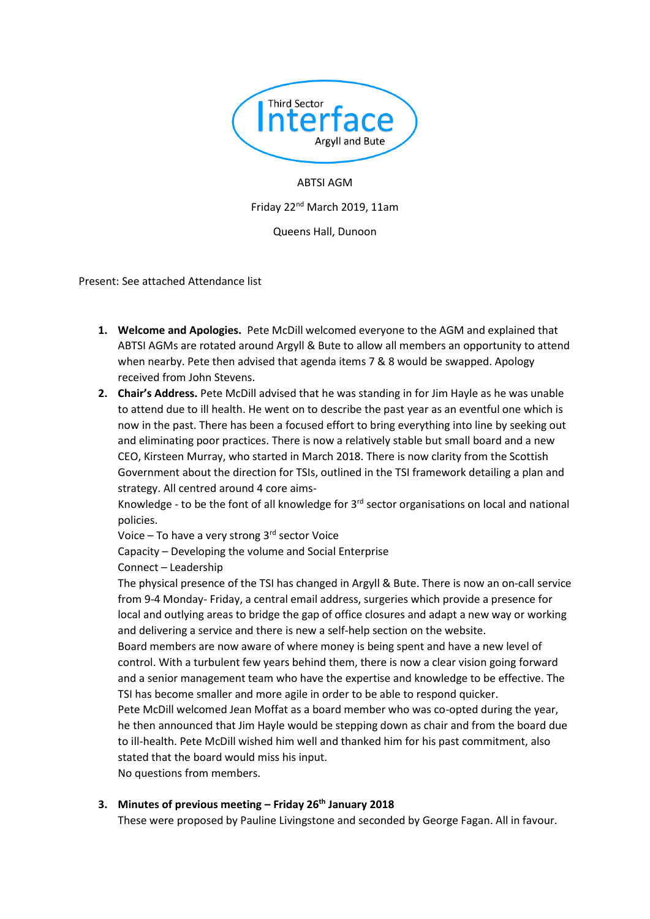Third Sector Interface Argyll and Bute

ABTSI AGM

Friday 22nd March 2019, 11am

Queens Hall, Dunoon

Present: See attached Attendance list

1. **Welcome and Apologies.** Pete McDill welcomed everyone to the AGM and explained that ABTSI AGMs are rotated around Argyll & Bute to allow all members an opportunity to attend when nearby. Pete then advised that agenda items 7 & 8 would be swapped. Apology received from John Stevens.
2. **Chair's Address.** Pete McDill advised that he was standing in for Jim Hayle as he was unable to attend due to ill health. He went on to describe the past year as an eventful one which is now in the past. There has been a focused effort to bring everything into line by seeking out and eliminating poor practices. There is now a relatively stable but small board and a new CEO, Kirsteen Murray, who started in March 2018. There is now clarity from the Scottish Government about the direction for TSIs, outlined in the TSI framework detailing a plan and strategy. All centred around 4 core aims-
   Knowledge - to be the font of all knowledge for 3rd sector organisations on local and national policies.
   Voice – To have a very strong 3rd sector Voice
   Capacity – Developing the volume and Social Enterprise
   Connect – Leadership
   The physical presence of the TSI has changed in Argyll & Bute. There is now an on-call service from 9-4 Monday- Friday, a central email address, surgeries which provide a presence for local and outlying areas to bridge the gap of office closures and adapt a new way or working and delivering a service and there is new a self-help section on the website.
   Board members are now aware of where money is being spent and have a new level of control. With a turbulent few years behind them, there is now a clear vision going forward and a senior management team who have the expertise and knowledge to be effective. The TSI has become smaller and more agile in order to be able to respond quicker.
   Pete McDill welcomed Jean Moffat as a board member who was co-opted during the year, he then announced that Jim Hayle would be stepping down as chair and from the board due to ill-health. Pete McDill wished him well and thanked him for his past commitment, also stated that the board would miss his input.
   No questions from members.
3. **Minutes of previous meeting – Friday 26th January 2018**
   These were proposed by Pauline Livingstone and seconded by George Fagan. All in favour.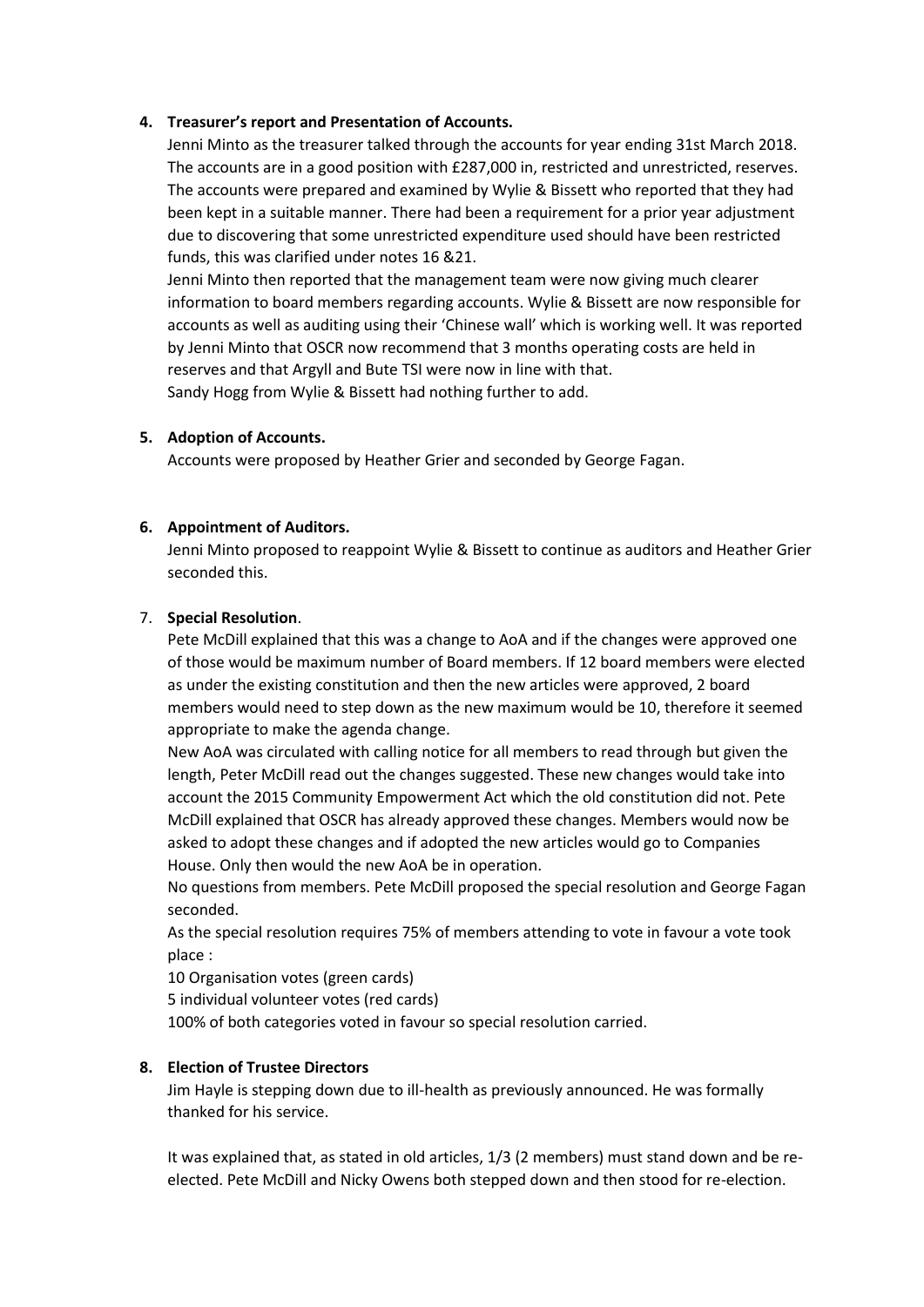4. **Treasurer's report and Presentation of Accounts.**

   Jenni Minto as the treasurer talked through the accounts for year ending 31st March 2018. The accounts are in a good position with £287,000 in, restricted and unrestricted, reserves. The accounts were prepared and examined by Wylie & Bissett who reported that they had been kept in a suitable manner. There had been a requirement for a prior year adjustment due to discovering that some unrestricted expenditure used should have been restricted funds, this was clarified under notes 16 &21.

   Jenni Minto then reported that the management team were now giving much clearer information to board members regarding accounts. Wylie & Bissett are now responsible for accounts as well as auditing using their 'Chinese wall' which is working well. It was reported by Jenni Minto that OSCR now recommend that 3 months operating costs are held in reserves and that Argyll and Bute TSI were now in line with that.

   Sandy Hogg from Wylie & Bissett had nothing further to add.

5. **Adoption of Accounts.**

   Accounts were proposed by Heather Grier and seconded by George Fagan.

6. **Appointment of Auditors.**

   Jenni Minto proposed to reappoint Wylie & Bissett to continue as auditors and Heather Grier seconded this.

7. **Special Resolution**.

   Pete McDill explained that this was a change to AoA and if the changes were approved one of those would be maximum number of Board members. If 12 board members were elected as under the existing constitution and then the new articles were approved, 2 board members would need to step down as the new maximum would be 10, therefore it seemed appropriate to make the agenda change.

   New AoA was circulated with calling notice for all members to read through but given the length, Peter McDill read out the changes suggested. These new changes would take into account the 2015 Community Empowerment Act which the old constitution did not. Pete McDill explained that OSCR has already approved these changes. Members would now be asked to adopt these changes and if adopted the new articles would go to Companies House. Only then would the new AoA be in operation.

   No questions from members. Pete McDill proposed the special resolution and George Fagan seconded.

   As the special resolution requires 75% of members attending to vote in favour a vote took place :

   10 Organisation votes (green cards)

   5 individual volunteer votes (red cards)

   100% of both categories voted in favour so special resolution carried.

8. **Election of Trustee Directors**

   Jim Hayle is stepping down due to ill-health as previously announced. He was formally thanked for his service.

   It was explained that, as stated in old articles, 1/3 (2 members) must stand down and be re-elected. Pete McDill and Nicky Owens both stepped down and then stood for re-election.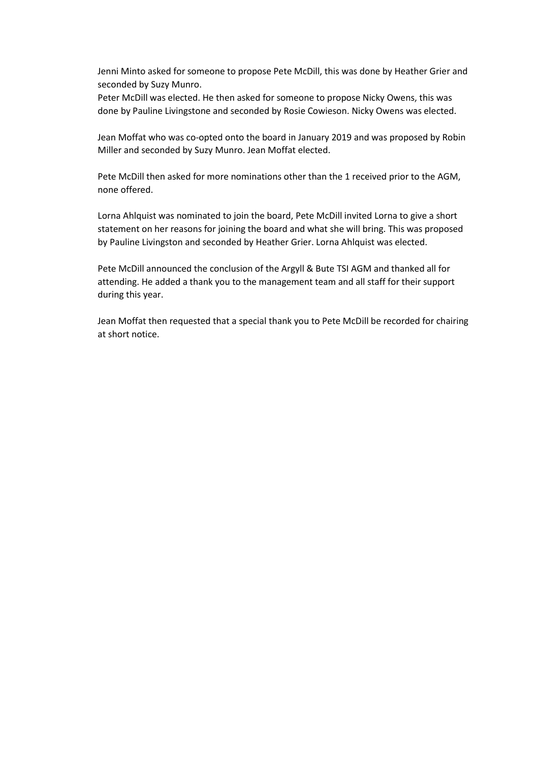Jenni Minto asked for someone to propose Pete McDill, this was done by Heather Grier and seconded by Suzy Munro.
Peter McDill was elected. He then asked for someone to propose Nicky Owens, this was done by Pauline Livingstone and seconded by Rosie Cowieson. Nicky Owens was elected.

Jean Moffat who was co-opted onto the board in January 2019 and was proposed by Robin Miller and seconded by Suzy Munro. Jean Moffat elected.

Pete McDill then asked for more nominations other than the 1 received prior to the AGM, none offered.

Lorna Ahlquist was nominated to join the board, Pete McDill invited Lorna to give a short statement on her reasons for joining the board and what she will bring. This was proposed by Pauline Livingston and seconded by Heather Grier. Lorna Ahlquist was elected.

Pete McDill announced the conclusion of the Argyll & Bute TSI AGM and thanked all for attending. He added a thank you to the management team and all staff for their support during this year.

Jean Moffat then requested that a special thank you to Pete McDill be recorded for chairing at short notice.